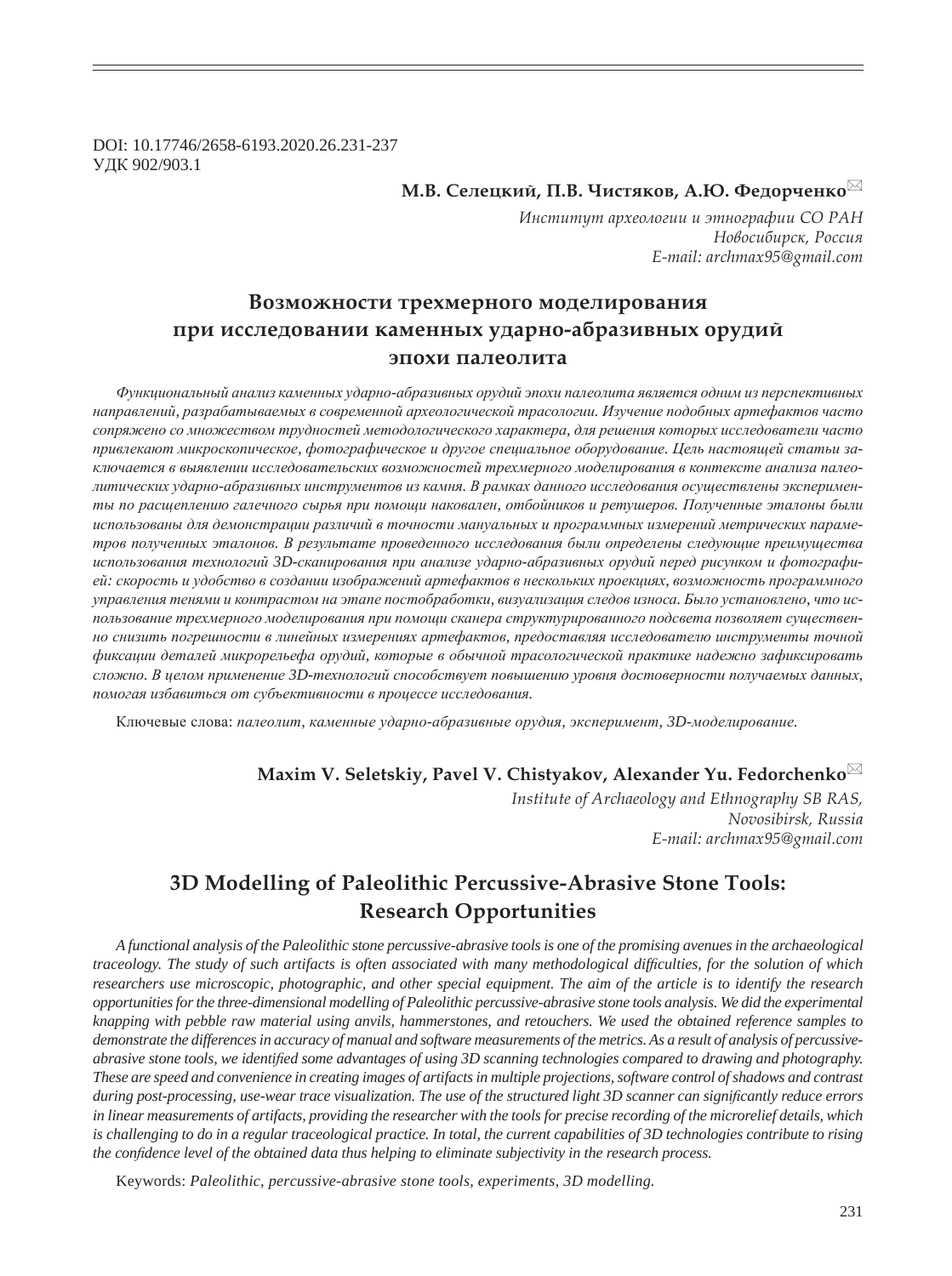DOI: 10.17746/2658-6193.2020.26.231-237
УДК 902/903.1

**М.В. Селецкий, П.В. Чистяков, А.Ю. Федорченко**✉

*Институт археологии и этнографии СО РАН*
*Новосибирск, Россия*
*E-mail: archmax95@gmail.com*

# Возможности трехмерного моделирования при исследовании каменных ударно-абразивных орудий эпохи палеолита

*Функциональный анализ каменных ударно-абразивных орудий эпохи палеолита является одним из перспективных направлений, разрабатываемых в современной археологической трасологии. Изучение подобных артефактов часто сопряжено со множеством трудностей методологического характера, для решения которых исследователи часто привлекают микроскопическое, фотографическое и другое специальное оборудование. Цель настоящей статьи заключается в выявлении исследовательских возможностей трехмерного моделирования в контексте анализа палеолитических ударно-абразивных инструментов из камня. В рамках данного исследования осуществлены эксперименты по расщеплению галечного сырья при помощи наковален, отбойников и ретушеров. Полученные эталоны были использованы для демонстрации различий в точности мануальных и программных измерений метрических параметров полученных эталонов. В результате проведенного исследования были определены следующие преимущества использования технологий 3D-сканирования при анализе ударно-абразивных орудий перед рисунком и фотографией: скорость и удобство в создании изображений артефактов в нескольких проекциях, возможность программного управления тенями и контрастом на этапе постобработки, визуализация следов износа. Было установлено, что использование трехмерного моделирования при помощи сканера структурированного подсвета позволяет существенно снизить погрешности в линейных измерениях артефактов, предоставляя исследователю инструменты точной фиксации деталей микрорельефа орудий, которые в обычной трасологической практике надежно зафиксировать сложно. В целом применение 3D-технологий способствует повышению уровня достоверности получаемых данных, помогая избавиться от субъективности в процессе исследования.*

Ключевые слова: *палеолит, каменные ударно-абразивные орудия, эксперимент, 3D-моделирование.*

**Maxim V. Seletskiy, Pavel V. Chistyakov, Alexander Yu. Fedorchenko**✉

*Institute of Archaeology and Ethnography SB RAS,*
*Novosibirsk, Russia*
*E-mail: archmax95@gmail.com*

# 3D Modelling of Paleolithic Percussive-Abrasive Stone Tools: Research Opportunities

*A functional analysis of the Paleolithic stone percussive-abrasive tools is one of the promising avenues in the archaeological traceology. The study of such artifacts is often associated with many methodological difficulties, for the solution of which researchers use microscopic, photographic, and other special equipment. The aim of the article is to identify the research opportunities for the three-dimensional modelling of Paleolithic percussive-abrasive stone tools analysis. We did the experimental knapping with pebble raw material using anvils, hammerstones, and retouchers. We used the obtained reference samples to demonstrate the differences in accuracy of manual and software measurements of the metrics. As a result of analysis of percussive-abrasive stone tools, we identified some advantages of using 3D scanning technologies compared to drawing and photography. These are speed and convenience in creating images of artifacts in multiple projections, software control of shadows and contrast during post-processing, use-wear trace visualization. The use of the structured light 3D scanner can significantly reduce errors in linear measurements of artifacts, providing the researcher with the tools for precise recording of the microrelief details, which is challenging to do in a regular traceological practice. In total, the current capabilities of 3D technologies contribute to rising the confidence level of the obtained data thus helping to eliminate subjectivity in the research process.*

Keywords: *Paleolithic, percussive-abrasive stone tools, experiments, 3D modelling.*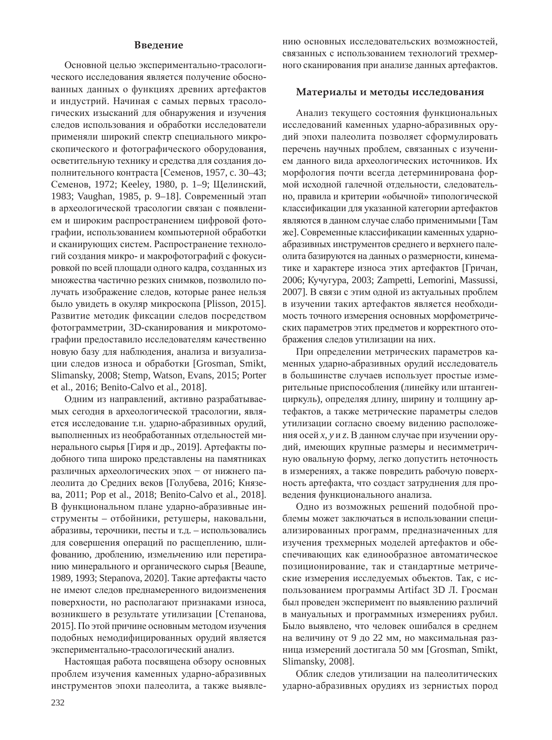## Введение

Основной целью экспериментально-трасологического исследования является получение обоснованных данных о функциях древних артефактов и индустрий. Начиная с самых первых трасологических изысканий для обнаружения и изучения следов использования и обработки исследователи применяли широкий спектр специального микроскопического и фотографического оборудования, осветительную технику и средства для создания дополнительного контраста [Семенов, 1957, с. 30–43; Семенов, 1972; Keeley, 1980, p. 1–9; Щелинский, 1983; Vaughan, 1985, p. 9–18]. Современный этап в археологической трасологии связан с появлением и широким распространением цифровой фотографии, использованием компьютерной обработки и сканирующих систем. Распространение технологий создания микро- и макрофотографий с фокусировкой по всей площади одного кадра, созданных из множества частично резких снимков, позволило получать изображение следов, которые ранее нельзя было увидеть в окуляр микроскопа [Plisson, 2015]. Развитие методик фиксации следов посредством фотограмметрии, 3D-сканирования и микротомографии предоставило исследователям качественно новую базу для наблюдения, анализа и визуализации следов износа и обработки [Grosman, Smikt, Slimansky, 2008; Stemp, Watson, Evans, 2015; Porter et al., 2016; Benito-Calvo et al., 2018].

Одним из направлений, активно разрабатываемых сегодня в археологической трасологии, является исследование т.н. ударно-абразивных орудий, выполненных из необработанных отдельностей минерального сырья [Гиря и др., 2019]. Артефакты подобного типа широко представлены на памятниках различных археологических эпох − от нижнего палеолита до Средних веков [Голубева, 2016; Князева, 2011; Pop et al., 2018; Benito-Calvo et al., 2018]. В функциональном плане ударно-абразивные инструменты – отбойники, ретушеры, наковальни, абразивы, терочники, песты и т.д. – использовались для совершения операций по расщеплению, шлифованию, дроблению, измельчению или перетиранию минерального и органического сырья [Beaune, 1989, 1993; Stepanova, 2020]. Такие артефакты часто не имеют следов преднамеренного видоизменения поверхности, но располагают признаками износа, возникшего в результате утилизации [Степанова, 2015]. По этой причине основным методом изучения подобных немодифицированных орудий является экспериментально-трасологический анализ.

Настоящая работа посвящена обзору основных проблем изучения каменных ударно-абразивных инструментов эпохи палеолита, а также выявлению основных исследовательских возможностей, связанных с использованием технологий трехмерного сканирования при анализе данных артефактов.

## Материалы и методы исследования

Анализ текущего состояния функциональных исследований каменных ударно-абразивных орудий эпохи палеолита позволяет сформулировать перечень научных проблем, связанных с изучением данного вида археологических источников. Их морфология почти всегда детерминирована формой исходной галечной отдельности, следовательно, правила и критерии «обычной» типологической классификации для указанной категории артефактов являются в данном случае слабо применимыми [Там же]. Современные классификации каменных ударно-абразивных инструментов среднего и верхнего палеолита базируются на данных о размерности, кинематике и характере износа этих артефактов [Гричан, 2006; Кучугура, 2003; Zampetti, Lemorini, Massussi, 2007]. В связи с этим одной из актуальных проблем в изучении таких артефактов является необходимость точного измерения основных морфометрических параметров этих предметов и корректного отображения следов утилизации на них.

При определении метрических параметров каменных ударно-абразивных орудий исследователь в большинстве случаев использует простые измерительные приспособления (линейку или штангенциркуль), определяя длину, ширину и толщину артефактов, а также метрические параметры следов утилизации согласно своему видению расположения осей *x*, *y* и *z*. В данном случае при изучении орудий, имеющих крупные размеры и несимметричную овальную форму, легко допустить неточность в измерениях, а также повредить рабочую поверхность артефакта, что создаст затруднения для проведения функционального анализа.

Одно из возможных решений подобной проблемы может заключаться в использовании специализированных программ, предназначенных для изучения трехмерных моделей артефактов и обеспечивающих как единообразное автоматическое позиционирование, так и стандартные метрические измерения исследуемых объектов. Так, с использованием программы Artifact 3D Л. Гросман был проведен эксперимент по выявлению различий в мануальных и программных измерениях рубил. Было выявлено, что человек ошибался в среднем на величину от 9 до 22 мм, но максимальная разница измерений достигала 50 мм [Grosman, Smikt, Slimansky, 2008].

Облик следов утилизации на палеолитических ударно-абразивных орудиях из зернистых пород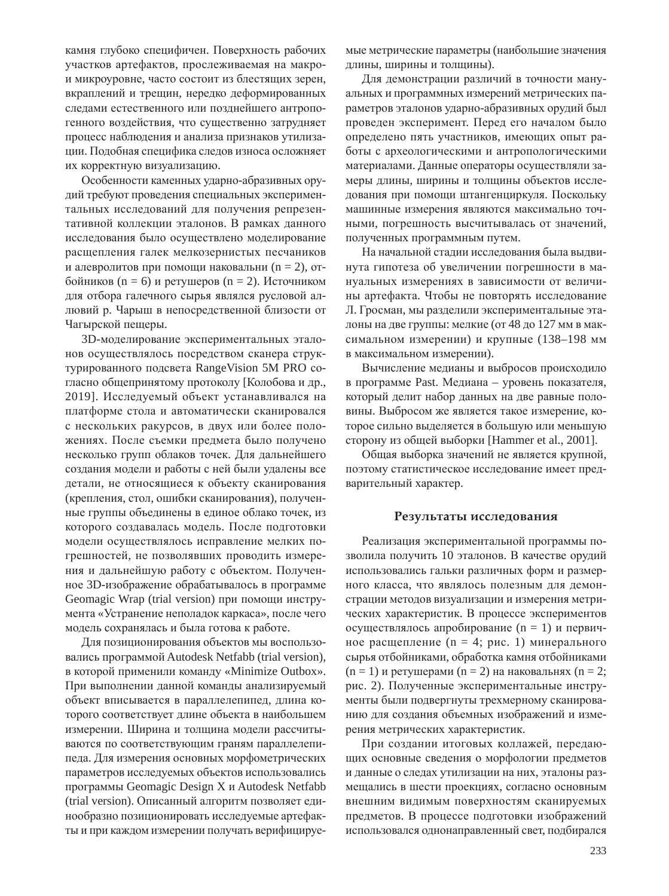камня глубоко специфичен. Поверхность рабочих участков артефактов, прослеживаемая на макро- и микроуровне, часто состоит из блестящих зерен, вкраплений и трещин, нередко деформированных следами естественного или позднейшего антропогенного воздействия, что существенно затрудняет процесс наблюдения и анализа признаков утилизации. Подобная специфика следов износа осложняет их корректную визуализацию.

Особенности каменных ударно-абразивных орудий требуют проведения специальных экспериментальных исследований для получения репрезентативной коллекции эталонов. В рамках данного исследования было осуществлено моделирование расщепления галек мелкозернистых песчаников и алевролитов при помощи наковальни (n = 2), отбойников (n = 6) и ретушеров (n = 2). Источником для отбора галечного сырья являлся русловой аллювий р. Чарыш в непосредственной близости от Чагырской пещеры.

3D-моделирование экспериментальных эталонов осуществлялось посредством сканера структурированного подсвета RangeVision 5M PRO согласно общепринятому протоколу [Колобова и др., 2019]. Исследуемый объект устанавливался на платформе стола и автоматически сканировался с нескольких ракурсов, в двух или более положениях. После съемки предмета было получено несколько групп облаков точек. Для дальнейшего создания модели и работы с ней были удалены все детали, не относящиеся к объекту сканирования (крепления, стол, ошибки сканирования), полученные группы объединены в единое облако точек, из которого создавалась модель. После подготовки модели осуществлялось исправление мелких погрешностей, не позволявших проводить измерения и дальнейшую работу с объектом. Полученное 3D-изображение обрабатывалось в программе Geomagic Wrap (trial version) при помощи инструмента «Устранение неполадок каркаса», после чего модель сохранялась и была готова к работе.

Для позиционирования объектов мы воспользовались программой Autodesk Netfabb (trial version), в которой применили команду «Minimize Outbox». При выполнении данной команды анализируемый объект вписывается в параллелепипед, длина которого соответствует длине объекта в наибольшем измерении. Ширина и толщина модели рассчитываются по соответствующим граням параллелепипеда. Для измерения основных морфометрических параметров исследуемых объектов использовались программы Geomagic Design X и Autodesk Netfabb (trial version). Описанный алгоритм позволяет единообразно позиционировать исследуемые артефакты и при каждом измерении получать верифицируемые метрические параметры (наибольшие значения длины, ширины и толщины).

Для демонстрации различий в точности мануальных и программных измерений метрических параметров эталонов ударно-абразивных орудий был проведен эксперимент. Перед его началом было определено пять участников, имеющих опыт работы с археологическими и антропологическими материалами. Данные операторы осуществляли замеры длины, ширины и толщины объектов исследования при помощи штангенциркуля. Поскольку машинные измерения являются максимально точными, погрешность высчитывалась от значений, полученных программным путем.

На начальной стадии исследования была выдвинута гипотеза об увеличении погрешности в мануальных измерениях в зависимости от величины артефакта. Чтобы не повторять исследование Л. Гросман, мы разделили экспериментальные эталоны на две группы: мелкие (от 48 до 127 мм в максимальном измерении) и крупные (138–198 мм в максимальном измерении).

Вычисление медианы и выбросов происходило в программе Past. Медиана – уровень показателя, который делит набор данных на две равные половины. Выбросом же является такое измерение, которое сильно выделяется в большую или меньшую сторону из общей выборки [Hammer et al., 2001].

Общая выборка значений не является крупной, поэтому статистическое исследование имеет предварительный характер.

## Результаты исследования

Реализация экспериментальной программы позволила получить 10 эталонов. В качестве орудий использовались гальки различных форм и размерного класса, что являлось полезным для демонстрации методов визуализации и измерения метрических характеристик. В процессе экспериментов осуществлялось апробирование (n = 1) и первичное расщепление (n = 4; рис. 1) минерального сырья отбойниками, обработка камня отбойниками (n = 1) и ретушерами (n = 2) на наковальнях (n = 2; рис. 2). Полученные экспериментальные инструменты были подвергнуты трехмерному сканированию для создания объемных изображений и измерения метрических характеристик.

При создании итоговых коллажей, передающих основные сведения о морфологии предметов и данные о следах утилизации на них, эталоны размещались в шести проекциях, согласно основным внешним видимым поверхностям сканируемых предметов. В процессе подготовки изображений использовался однонаправленный свет, подбирался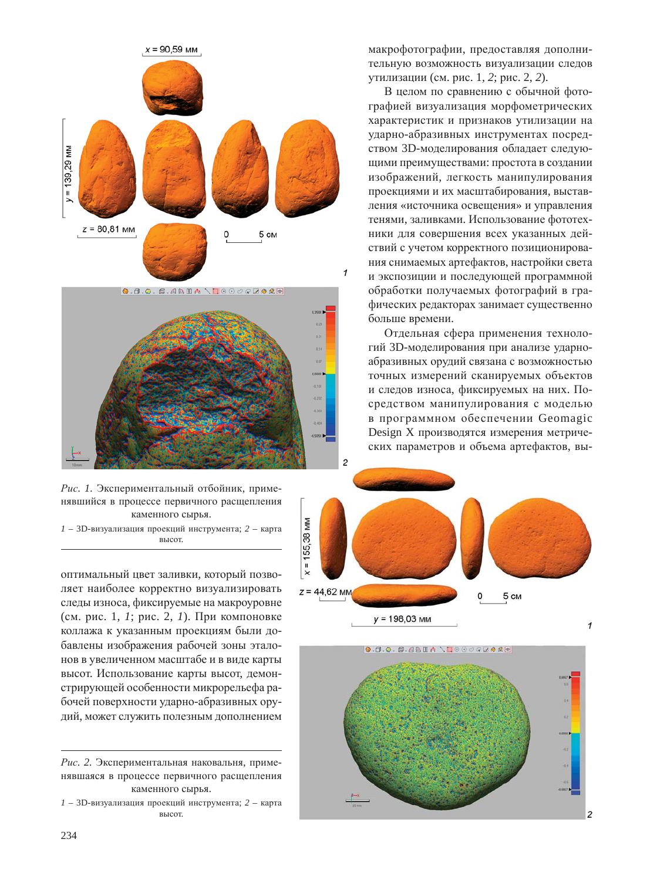макрофотографии, предоставляя дополнительную возможность визуализации следов утилизации (см. рис. 1, *2*; рис. 2, *2*).

В целом по сравнению с обычной фотографией визуализация морфометрических характеристик и признаков утилизации на ударно-абразивных инструментах посредством 3D-моделирования обладает следующими преимуществами: простота в создании изображений, легкость манипулирования проекциями и их масштабирования, выставления «источника освещения» и управления тенями, заливками. Использование фототехники для совершения всех указанных действий с учетом корректного позиционирования снимаемых артефактов, настройки света и экспозиции и последующей программной обработки получаемых фотографий в графических редакторах занимает существенно больше времени.

Отдельная сфера применения технологий 3D-моделирования при анализе ударно-абразивных орудий связана с возможностью точных измерений сканируемых объектов и следов износа, фиксируемых на них. Посредством манипулирования с моделью в программном обеспечении Geomagic Design X производятся измерения метрических параметров и объема артефактов, вы-

*Рис. 1.* Экспериментальный отбойник, применявшийся в процессе первичного расщепления каменного сырья.

*1* – 3D-визуализация проекций инструмента; *2* – карта высот.

оптимальный цвет заливки, который позволяет наиболее корректно визуализировать следы износа, фиксируемые на макроуровне (см. рис. 1, *1*; рис. 2, *1*). При компоновке коллажа к указанным проекциям были добавлены изображения рабочей зоны эталонов в увеличенном масштабе и в виде карты высот. Использование карты высот, демонстрирующей особенности микрорельефа рабочей поверхности ударно-абразивных орудий, может служить полезным дополнением

*Рис. 2.* Экспериментальная наковальня, применявшаяся в процессе первичного расщепления каменного сырья.

*1* – 3D-визуализация проекций инструмента; *2* – карта высот.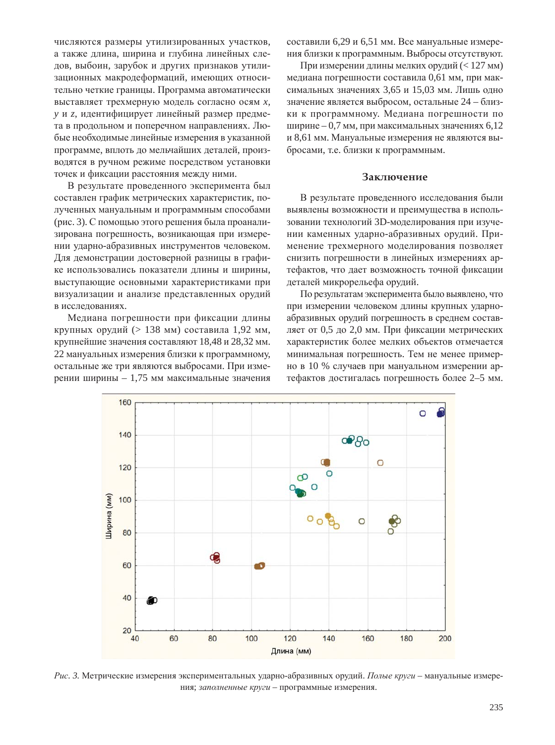числяются размеры утилизированных участков, а также длина, ширина и глубина линейных следов, выбоин, зарубок и других признаков утилизационных макродеформаций, имеющих относительно четкие границы. Программа автоматически выставляет трехмерную модель согласно осям *x*, *y* и *z*, идентифицирует линейный размер предмета в продольном и поперечном направлениях. Любые необходимые линейные измерения в указанной программе, вплоть до мельчайших деталей, производятся в ручном режиме посредством установки точек и фиксации расстояния между ними.

В результате проведенного эксперимента был составлен график метрических характеристик, полученных мануальным и программным способами (рис. 3). С помощью этого решения была проанализирована погрешность, возникающая при измерении ударно-абразивных инструментов человеком. Для демонстрации достоверной разницы в графике использовались показатели длины и ширины, выступающие основными характеристиками при визуализации и анализе представленных орудий в исследованиях.

Медиана погрешности при фиксации длины крупных орудий (> 138 мм) составила 1,92 мм, крупнейшие значения составляют 18,48 и 28,32 мм. 22 мануальных измерения близки к программному, остальные же три являются выбросами. При измерении ширины – 1,75 мм максимальные значения составили 6,29 и 6,51 мм. Все мануальные измерения близки к программным. Выбросы отсутствуют.

При измерении длины мелких орудий (< 127 мм) медиана погрешности составила 0,61 мм, при максимальных значениях 3,65 и 15,03 мм. Лишь одно значение является выбросом, остальные 24 – близки к программному. Медиана погрешности по ширине – 0,7 мм, при максимальных значениях 6,12 и 8,61 мм. Мануальные измерения не являются выбросами, т.е. близки к программным.

## Заключение

В результате проведенного исследования были выявлены возможности и преимущества в использовании технологий 3D-моделирования при изучении каменных ударно-абразивных орудий. Применение трехмерного моделирования позволяет снизить погрешности в линейных измерениях артефактов, что дает возможность точной фиксации деталей микрорельефа орудий.

По результатам эксперимента было выявлено, что при измерении человеком длины крупных ударно-абразивных орудий погрешность в среднем составляет от 0,5 до 2,0 мм. При фиксации метрических характеристик более мелких объектов отмечается минимальная погрешность. Тем не менее примерно в 10 % случаев при мануальном измерении артефактов достигалась погрешность более 2–5 мм.

*Рис. 3.* Метрические измерения экспериментальных ударно-абразивных орудий. *Полые круги* – мануальные измерения; *заполненные круги* – программные измерения.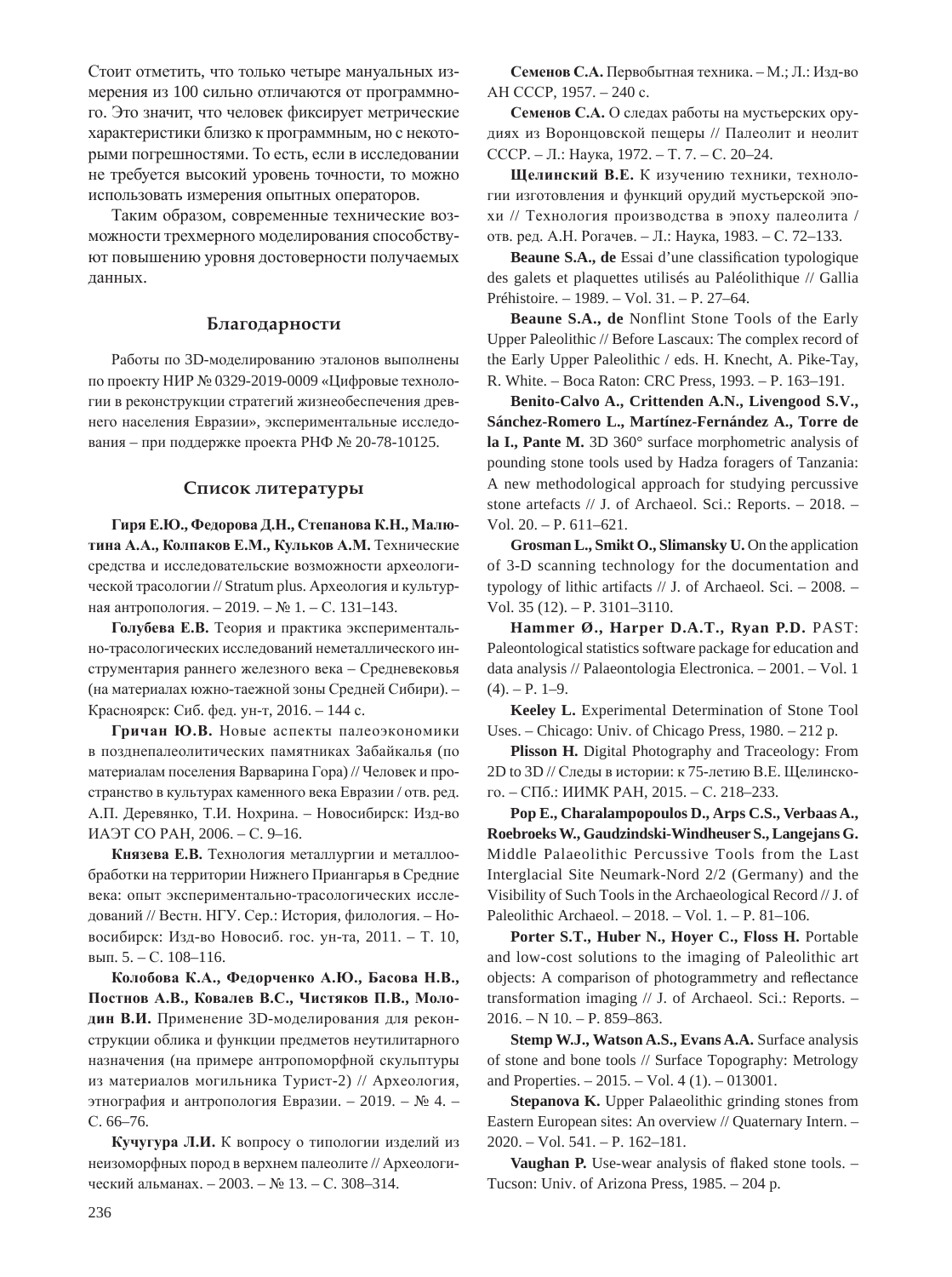Стоит отметить, что только четыре мануальных измерения из 100 сильно отличаются от программного. Это значит, что человек фиксирует метрические характеристики близко к программным, но с некоторыми погрешностями. То есть, если в исследовании не требуется высокий уровень точности, то можно использовать измерения опытных операторов.

Таким образом, современные технические возможности трехмерного моделирования способствуют повышению уровня достоверности получаемых данных.

## Благодарности

Работы по 3D-моделированию эталонов выполнены по проекту НИР № 0329-2019-0009 «Цифровые технологии в реконструкции стратегий жизнеобеспечения древнего населения Евразии», экспериментальные исследования – при поддержке проекта РНФ № 20-78-10125.

## Список литературы

**Гиря Е.Ю., Федорова Д.Н., Степанова К.Н., Малютина А.А., Колпаков Е.М., Кульков А.М.** Технические средства и исследовательские возможности археологической трасологии // Stratum plus. Археология и культурная антропология. – 2019. – № 1. – С. 131–143.

**Голубева Е.В.** Теория и практика экспериментально-трасологических исследований неметаллического инструментария раннего железного века – Средневековья (на материалах южно-таежной зоны Средней Сибири). – Красноярск: Сиб. фед. ун-т, 2016. – 144 с.

**Гричан Ю.В.** Новые аспекты палеоэкономики в позднепалеолитических памятниках Забайкалья (по материалам поселения Варварина Гора) // Человек и пространство в культурах каменного века Евразии / отв. ред. А.П. Деревянко, Т.И. Нохрина. – Новосибирск: Изд-во ИАЭТ СО РАН, 2006. – С. 9–16.

**Князева Е.В.** Технология металлургии и металлообработки на территории Нижнего Приангарья в Средние века: опыт экспериментально-трасологических исследований // Вестн. НГУ. Сер.: История, филология. – Новосибирск: Изд-во Новосиб. гос. ун-та, 2011. – Т. 10, вып. 5. – С. 108–116.

**Колобова К.А., Федорченко А.Ю., Басова Н.В., Постнов А.В., Ковалев В.С., Чистяков П.В., Молодин В.И.** Применение 3D-моделирования для реконструкции облика и функции предметов неутилитарного назначения (на примере антропоморфной скульптуры из материалов могильника Турист-2) // Археология, этнография и антропология Евразии. – 2019. – № 4. – С. 66–76.

**Кучугура Л.И.** К вопросу о типологии изделий из неизоморфных пород в верхнем палеолите // Археологический альманах. – 2003. – № 13. – С. 308–314.

**Семенов С.А.** Первобытная техника. – М.; Л.: Изд-во АН СССР, 1957. – 240 с.

**Семенов С.А.** О следах работы на мустьерских орудиях из Воронцовской пещеры // Палеолит и неолит СССР. – Л.: Наука, 1972. – Т. 7. – С. 20–24.

**Щелинский В.Е.** К изучению техники, технологии изготовления и функций орудий мустьерской эпохи // Технология производства в эпоху палеолита / отв. ред. А.Н. Рогачев. – Л.: Наука, 1983. – С. 72–133.

**Beaune S.A., de** Essai d'une classification typologique des galets et plaquettes utilisés au Paléolithique // Gallia Préhistoire. – 1989. – Vol. 31. – P. 27–64.

**Beaune S.A., de** Nonflint Stone Tools of the Early Upper Paleolithic // Before Lascaux: The complex record of the Early Upper Paleolithic / eds. H. Knecht, A. Pike-Tay, R. White. – Boca Raton: CRC Press, 1993. – P. 163–191.

**Benito-Calvo A., Crittenden A.N., Livengood S.V., Sánchez-Romero L., Martínez-Fernández A., Torre de la I., Pante M.** 3D 360° surface morphometric analysis of pounding stone tools used by Hadza foragers of Tanzania: A new methodological approach for studying percussive stone artefacts // J. of Archaeol. Sci.: Reports. – 2018. – Vol. 20. – P. 611–621.

**Grosman L., Smikt O., Slimansky U.** On the application of 3-D scanning technology for the documentation and typology of lithic artifacts // J. of Archaeol. Sci. – 2008. – Vol. 35 (12). – P. 3101–3110.

**Hammer Ø., Harper D.A.T., Ryan P.D.** PAST: Paleontological statistics software package for education and data analysis // Palaeontologia Electronica. – 2001. – Vol. 1 (4). – P. 1–9.

**Keeley L.** Experimental Determination of Stone Tool Uses. – Chicago: Univ. of Chicago Press, 1980. – 212 p.

**Plisson H.** Digital Photography and Traceology: From 2D to 3D // Следы в истории: к 75-летию В.Е. Щелинского. – СПб.: ИИМК РАН, 2015. – С. 218–233.

**Pop E., Charalampopoulos D., Arps C.S., Verbaas A., Roebroeks W., Gaudzinski-Windheuser S., Langejans G.** Middle Palaeolithic Percussive Tools from the Last Interglacial Site Neumark-Nord 2/2 (Germany) and the Visibility of Such Tools in the Archaeological Record // J. of Paleolithic Archaeol. – 2018. – Vol. 1. – P. 81–106.

**Porter S.T., Huber N., Hoyer C., Floss H.** Portable and low-cost solutions to the imaging of Paleolithic art objects: A comparison of photogrammetry and reflectance transformation imaging // J. of Archaeol. Sci.: Reports. – 2016. – N 10. – P. 859–863.

**Stemp W.J., Watson A.S., Evans A.A.** Surface analysis of stone and bone tools // Surface Topography: Metrology and Properties. – 2015. – Vol. 4 (1). – 013001.

**Stepanova K.** Upper Palaeolithic grinding stones from Eastern European sites: An overview // Quaternary Intern. – 2020. – Vol. 541. – P. 162–181.

**Vaughan P.** Use-wear analysis of flaked stone tools. – Tucson: Univ. of Arizona Press, 1985. – 204 p.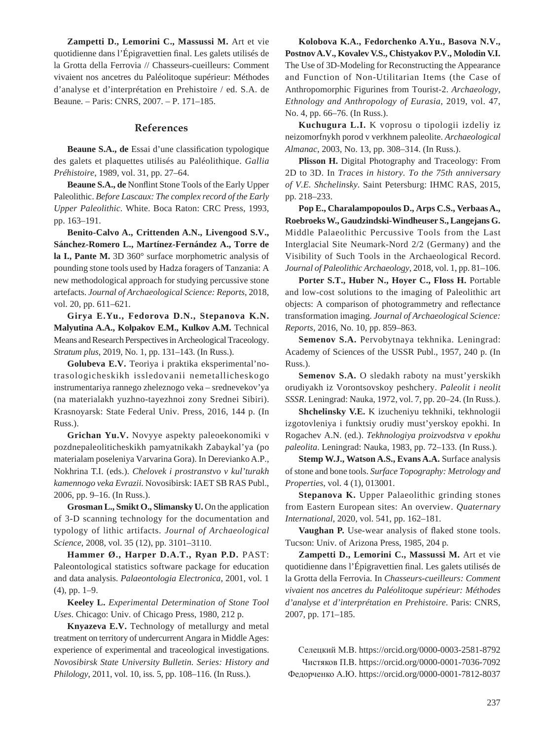**Zampetti D., Lemorini C., Massussi M.** Art et vie quotidienne dans l'Épigravettien final. Les galets utilisés de la Grotta della Ferrovia // Chasseurs-cueilleurs: Comment vivaient nos ancetres du Paléolitoque supérieur: Méthodes d'analyse et d'interprétation en Prehistoire / ed. S.A. de Beaune. – Paris: CNRS, 2007. – P. 171–185.

## References

**Beaune S.A., de** Essai d'une classification typologique des galets et plaquettes utilisés au Paléolithique. *Gallia Préhistoire*, 1989, vol. 31, pp. 27–64.

**Beaune S.A., de** Nonflint Stone Tools of the Early Upper Paleolithic. *Before Lascaux: The complex record of the Early Upper Paleolithic*. White. Boca Raton: CRC Press, 1993, pp. 163–191.

**Benito-Calvo A., Crittenden A.N., Livengood S.V., Sánchez-Romero L., Martínez-Fernández A., Torre de la I., Pante M.** 3D 360° surface morphometric analysis of pounding stone tools used by Hadza foragers of Tanzania: A new methodological approach for studying percussive stone artefacts. *Journal of Archaeological Science: Reports*, 2018, vol. 20, pp. 611–621.

**Girya E.Yu., Fedorova D.N., Stepanova K.N. Malyutina A.A., Kolpakov E.M., Kulkov A.M.** Technical Means and Research Perspectives in Archeological Traceology. *Stratum plus*, 2019, No. 1, pp. 131–143. (In Russ.).

**Golubeva E.V.** Teoriya i praktika eksperimental'no-trasologicheskikh issledovanii nemetallicheskogo instrumentariya rannego zheleznogo veka – srednevekov'ya (na materialakh yuzhno-tayezhnoi zony Srednei Sibiri). Krasnoyarsk: State Federal Univ. Press, 2016, 144 p. (In Russ.).

**Grichan Yu.V.** Novyye aspekty paleoekonomiki v pozdnepaleoliticheskikh pamyatnikakh Zabaykal'ya (po materialam poseleniya Varvarina Gora). In Derevianko A.P., Nokhrina T.I. (eds.). *Chelovek i prostranstvo v kul'turakh kamennogo veka Evrazii*. Novosibirsk: IAET SB RAS Publ., 2006, pp. 9–16. (In Russ.).

**Grosman L., Smikt O., Slimansky U.** On the application of 3-D scanning technology for the documentation and typology of lithic artifacts. *Journal of Archaeological Science*, 2008, vol. 35 (12), pp. 3101–3110.

**Hammer Ø., Harper D.A.T., Ryan P.D.** PAST: Paleontological statistics software package for education and data analysis. *Palaeontologia Electronica*, 2001, vol. 1 (4), pp. 1–9.

**Keeley L.** *Experimental Determination of Stone Tool Uses*. Chicago: Univ. of Chicago Press, 1980, 212 p.

**Knyazeva E.V.** Technology of metallurgy and metal treatment on territory of undercurrent Angara in Middle Ages: experience of experimental and traceological investigations. *Novosibirsk State University Bulletin. Series: History and Philology*, 2011, vol. 10, iss. 5, pp. 108–116. (In Russ.).

**Kolobova K.A., Fedorchenko A.Yu., Basova N.V., Postnov A.V., Kovalev V.S., Chistyakov P.V., Molodin V.I.** The Use of 3D-Modeling for Reconstructing the Appearance and Function of Non-Utilitarian Items (the Case of Anthropomorphic Figurines from Tourist-2. *Archaeology, Ethnology and Anthropology of Eurasia*, 2019, vol. 47, No. 4, pp. 66–76. (In Russ.).

**Kuchugura L.I.** K voprosu o tipologii izdeliy iz neizomorfnykh porod v verkhnem paleolite. *Archaeological Almanac*, 2003, No. 13, pp. 308–314. (In Russ.).

**Plisson H.** Digital Photography and Traceology: From 2D to 3D. In *Traces in history. To the 75th anniversary of V.E. Shchelinsky*. Saint Petersburg: IHMC RAS, 2015, pp. 218–233.

**Pop E., Charalampopoulos D., Arps C.S., Verbaas A., Roebroeks W., Gaudzindski-Windheuser S., Langejans G.** Middle Palaeolithic Percussive Tools from the Last Interglacial Site Neumark-Nord 2/2 (Germany) and the Visibility of Such Tools in the Archaeological Record. *Journal of Paleolithic Archaeology*, 2018, vol. 1, pp. 81–106.

**Porter S.T., Huber N., Hoyer C., Floss H.** Portable and low-cost solutions to the imaging of Paleolithic art objects: A comparison of photogrammetry and reflectance transformation imaging. *Journal of Archaeological Science: Reports*, 2016, No. 10, pp. 859–863.

**Semenov S.A.** Pervobytnaya tekhnika. Leningrad: Academy of Sciences of the USSR Publ., 1957, 240 p. (In Russ.).

**Semenov S.A.** O sledakh raboty na must'yerskikh orudiyakh iz Vorontsovskoy peshchery. *Paleolit i neolit SSSR*. Leningrad: Nauka, 1972, vol. 7, pp. 20–24. (In Russ.).

**Shchelinsky V.E.** K izucheniyu tekhniki, tekhnologii izgotovleniya i funktsiy orudiy must'yerskoy epokhi. In Rogachev A.N. (ed.). *Tekhnologiya proizvodstva v epokhu paleolita*. Leningrad: Nauka, 1983, pp. 72–133. (In Russ.).

**Stemp W.J., Watson A.S., Evans A.A.** Surface analysis of stone and bone tools. *Surface Topography: Metrology and Properties*, vol. 4 (1), 013001.

**Stepanova K.** Upper Palaeolithic grinding stones from Eastern European sites: An overview. *Quaternary International*, 2020, vol. 541, pp. 162–181.

**Vaughan P.** Use-wear analysis of flaked stone tools. Tucson: Univ. of Arizona Press, 1985, 204 p.

**Zampetti D., Lemorini C., Massussi M.** Art et vie quotidienne dans l'Épigravettien final. Les galets utilisés de la Grotta della Ferrovia. In *Chasseurs-cueilleurs: Comment vivaient nos ancetres du Paléolitoque supérieur: Méthodes d'analyse et d'interprétation en Prehistoire*. Paris: CNRS, 2007, pp. 171–185.

Селецкий М.В. https://orcid.org/0000-0003-2581-8792
Чистяков П.В. https://orcid.org/0000-0001-7036-7092
Федорченко А.Ю. https://orcid.org/0000-0001-7812-8037